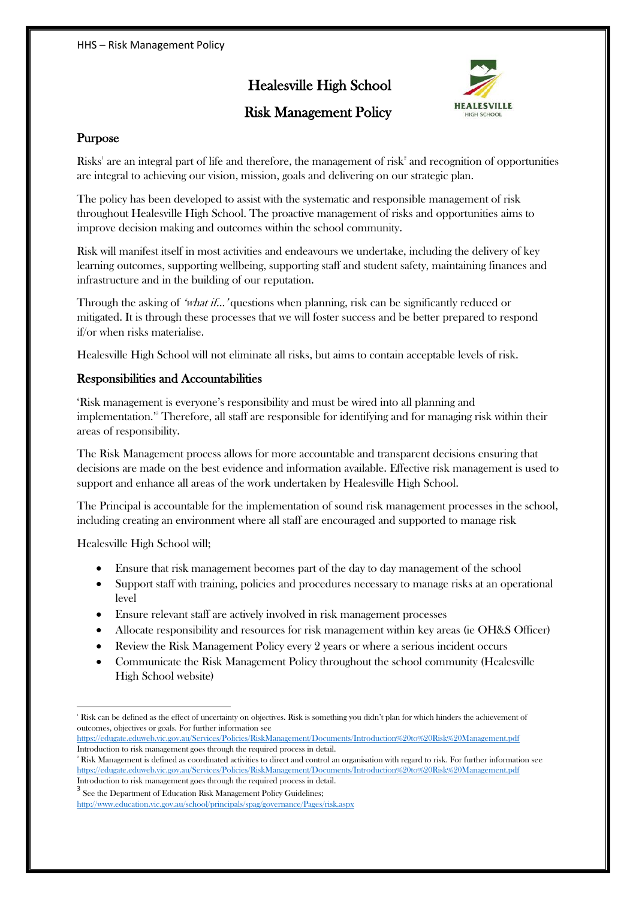# Healesville High School

# Risk Management Policy

## Purpose

Risks[1] are an integral part of life and therefore, the management of risk[2] and recognition of opportunities are integral to achieving our vision, mission, goals and delivering on our strategic plan.

The policy has been developed to assist with the systematic and responsible management of risk throughout Healesville High School. The proactive management of risks and opportunities aims to improve decision making and outcomes within the school community.

Risk will manifest itself in most activities and endeavours we undertake, including the delivery of key learning outcomes, supporting wellbeing, supporting staff and student safety, maintaining finances and infrastructure and in the building of our reputation.

Through the asking of *'what if…'* questions when planning, risk can be significantly reduced or mitigated. It is through these processes that we will foster success and be better prepared to respond if/or when risks materialise.

Healesville High School will not eliminate all risks, but aims to contain acceptable levels of risk.

## Responsibilities and Accountabilities

'Risk management is everyone's responsibility and must be wired into all planning and implementation.'[3] Therefore, all staff are responsible for identifying and for managing risk within their areas of responsibility.

The Risk Management process allows for more accountable and transparent decisions ensuring that decisions are made on the best evidence and information available. Effective risk management is used to support and enhance all areas of the work undertaken by Healesville High School.

The Principal is accountable for the implementation of sound risk management processes in the school, including creating an environment where all staff are encouraged and supported to manage risk

Healesville High School will;

- Ensure that risk management becomes part of the day to day management of the school
- Support staff with training, policies and procedures necessary to manage risks at an operational level
- Ensure relevant staff are actively involved in risk management processes
- Allocate responsibility and resources for risk management within key areas (ie OH&S Officer)
- Review the Risk Management Policy every 2 years or where a serious incident occurs
- Communicate the Risk Management Policy throughout the school community (Healesville High School website)

---

[1] Risk can be defined as the effect of uncertainty on objectives. Risk is something you didn't plan for which hinders the achievement of outcomes, objectives or goals. For further information see https://edugate.eduweb.vic.gov.au/Services/Policies/RiskManagement/Documents/Introduction%20to%20Risk%20Management.pdf Introduction to risk management goes through the required process in detail.

[2] Risk Management is defined as coordinated activities to direct and control an organisation with regard to risk. For further information see https://edugate.eduweb.vic.gov.au/Services/Policies/RiskManagement/Documents/Introduction%20to%20Risk%20Management.pdf Introduction to risk management goes through the required process in detail.

[3] See the Department of Education Risk Management Policy Guidelines; http://www.education.vic.gov.au/school/principals/spag/governance/Pages/risk.aspx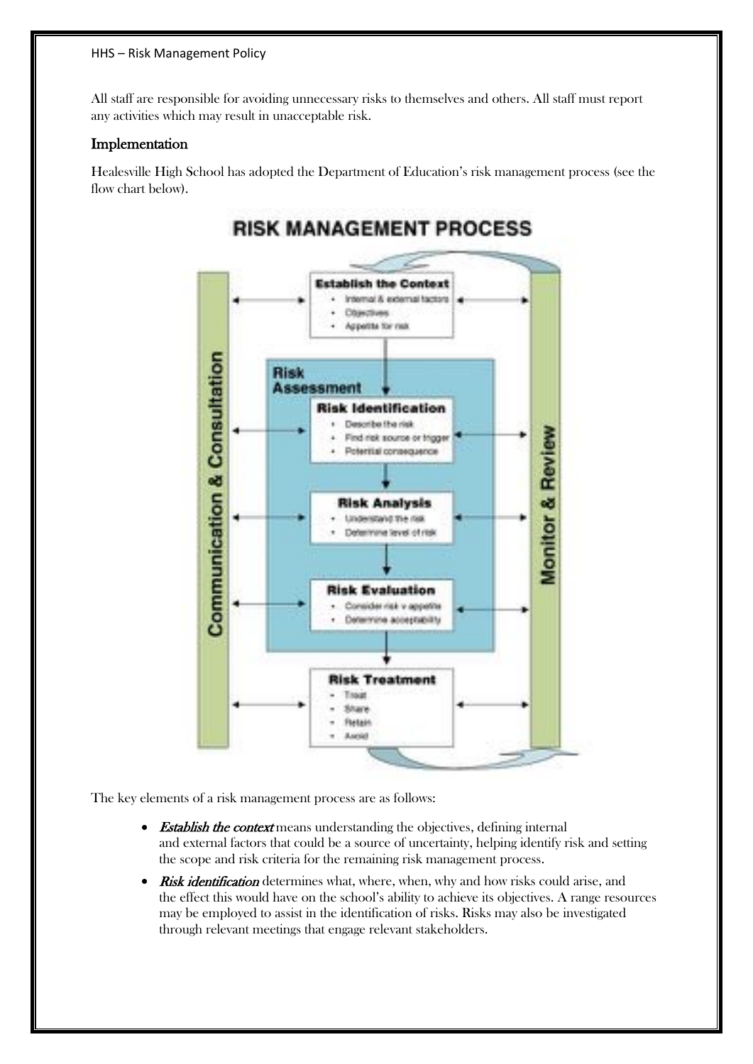All staff are responsible for avoiding unnecessary risks to themselves and others. All staff must report any activities which may result in unacceptable risk.

## Implementation

Healesville High School has adopted the Department of Education's risk management process (see the flow chart below).

**RISK MANAGEMENT PROCESS**

- **Communication & Consultation**
- **Establish the Context**
  - Internal & external factors
  - Objectives
  - Appetite for risk
- **Risk Assessment**
  - **Risk Identification**
    - Describe the risk
    - Find risk source or trigger
    - Potential consequence
  - **Risk Analysis**
    - Understand the risk
    - Determine level of risk
  - **Risk Evaluation**
    - Consider risk v appetite
    - Determine acceptability
- **Risk Treatment**
  - Treat
  - Share
  - Retain
  - Avoid
- **Monitor & Review**

The key elements of a risk management process are as follows:

- ***Establish the context*** means understanding the objectives, defining internal and external factors that could be a source of uncertainty, helping identify risk and setting the scope and risk criteria for the remaining risk management process.
- ***Risk identification*** determines what, where, when, why and how risks could arise, and the effect this would have on the school's ability to achieve its objectives. A range resources may be employed to assist in the identification of risks. Risks may also be investigated through relevant meetings that engage relevant stakeholders.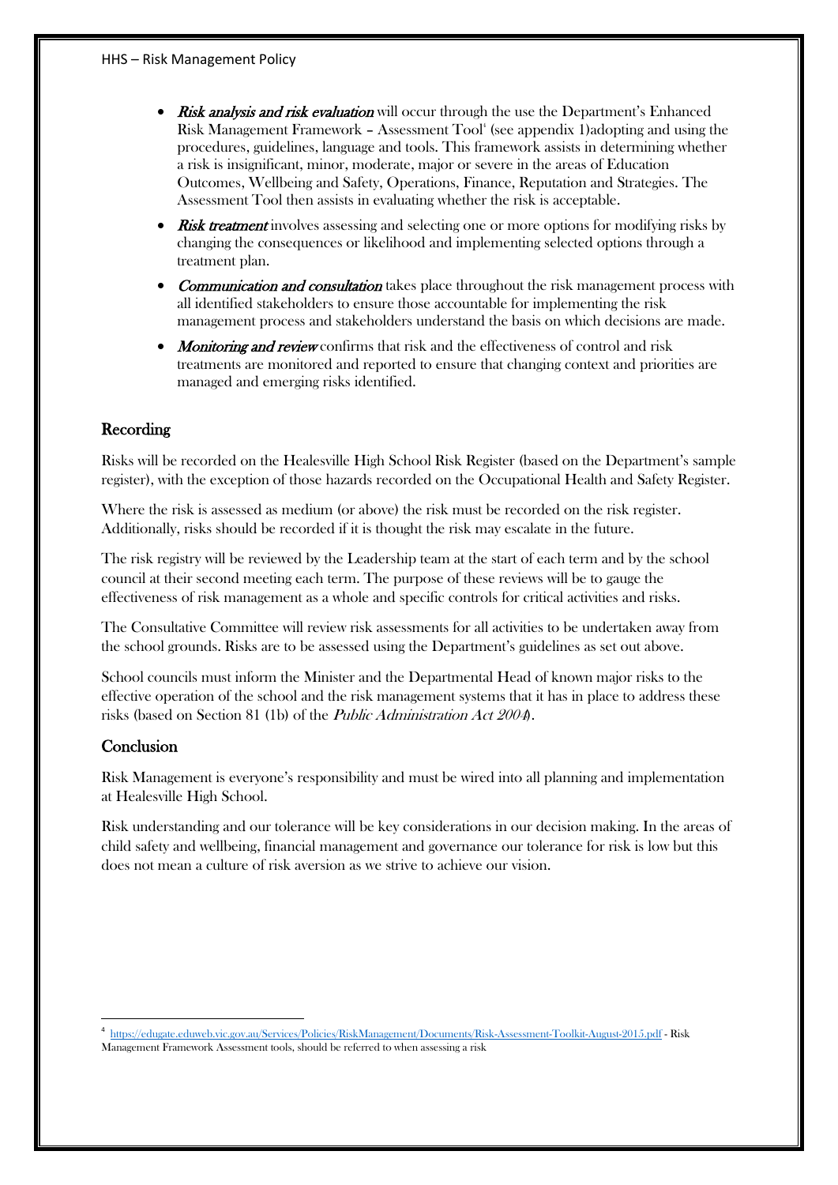- *Risk analysis and risk evaluation* will occur through the use the Department's Enhanced Risk Management Framework – Assessment Tool[4] (see appendix 1)adopting and using the procedures, guidelines, language and tools. This framework assists in determining whether a risk is insignificant, minor, moderate, major or severe in the areas of Education Outcomes, Wellbeing and Safety, Operations, Finance, Reputation and Strategies. The Assessment Tool then assists in evaluating whether the risk is acceptable.
- *Risk treatment* involves assessing and selecting one or more options for modifying risks by changing the consequences or likelihood and implementing selected options through a treatment plan.
- *Communication and consultation* takes place throughout the risk management process with all identified stakeholders to ensure those accountable for implementing the risk management process and stakeholders understand the basis on which decisions are made.
- *Monitoring and review* confirms that risk and the effectiveness of control and risk treatments are monitored and reported to ensure that changing context and priorities are managed and emerging risks identified.

## Recording

Risks will be recorded on the Healesville High School Risk Register (based on the Department's sample register), with the exception of those hazards recorded on the Occupational Health and Safety Register.

Where the risk is assessed as medium (or above) the risk must be recorded on the risk register. Additionally, risks should be recorded if it is thought the risk may escalate in the future.

The risk registry will be reviewed by the Leadership team at the start of each term and by the school council at their second meeting each term. The purpose of these reviews will be to gauge the effectiveness of risk management as a whole and specific controls for critical activities and risks.

The Consultative Committee will review risk assessments for all activities to be undertaken away from the school grounds. Risks are to be assessed using the Department's guidelines as set out above.

School councils must inform the Minister and the Departmental Head of known major risks to the effective operation of the school and the risk management systems that it has in place to address these risks (based on Section 81 (1b) of the *Public Administration Act 2004*).

## Conclusion

Risk Management is everyone's responsibility and must be wired into all planning and implementation at Healesville High School.

Risk understanding and our tolerance will be key considerations in our decision making. In the areas of child safety and wellbeing, financial management and governance our tolerance for risk is low but this does not mean a culture of risk aversion as we strive to achieve our vision.

---

[4] https://edugate.eduweb.vic.gov.au/Services/Policies/RiskManagement/Documents/Risk-Assessment-Toolkit-August-2015.pdf - Risk Management Framework Assessment tools, should be referred to when assessing a risk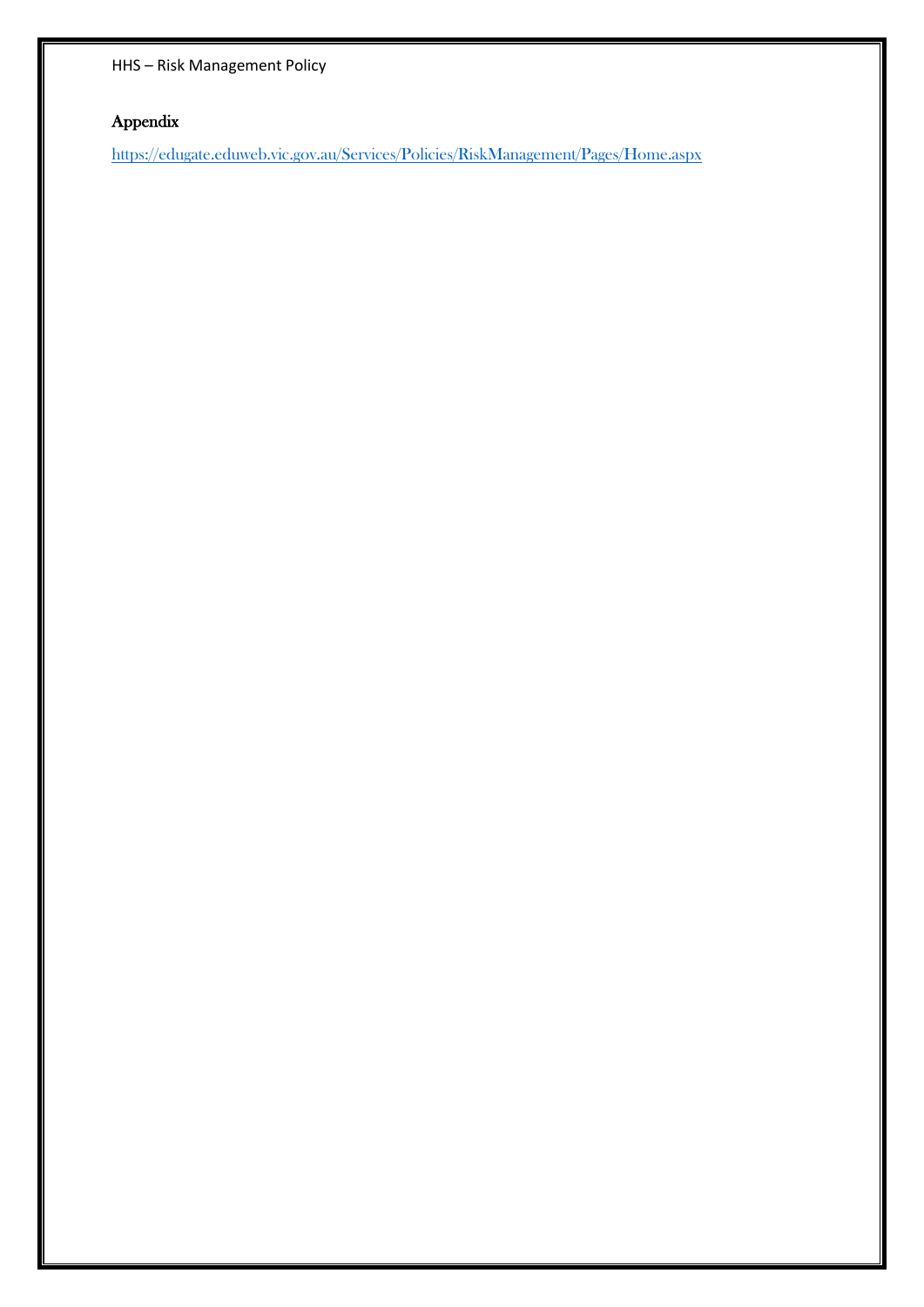## Appendix

https://edugate.eduweb.vic.gov.au/Services/Policies/RiskManagement/Pages/Home.aspx